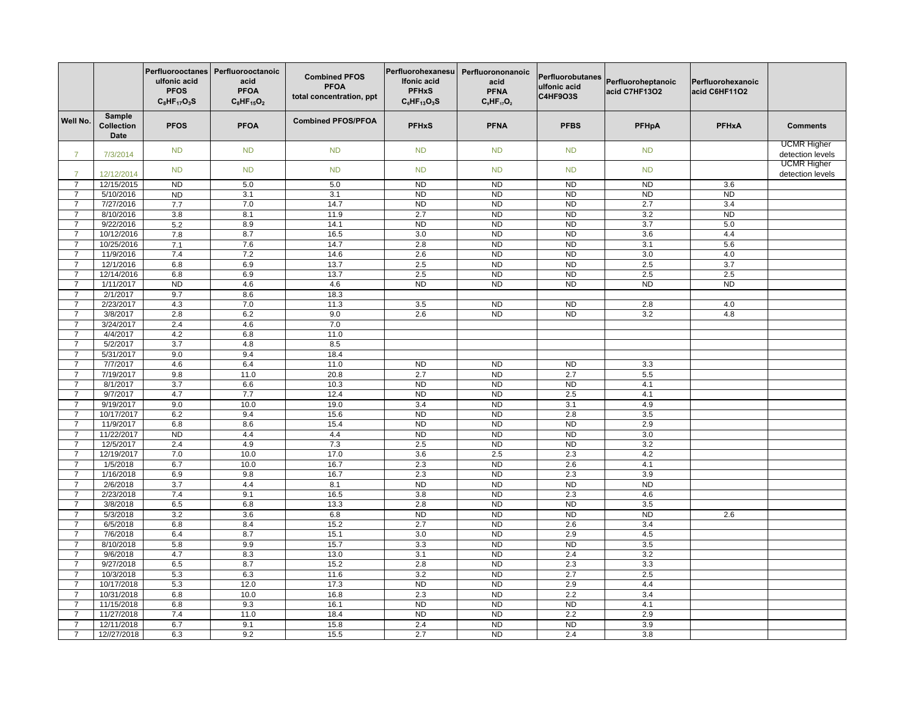|  |  | Perfluorooctanesulfonic acid PFOS $C_8HF_{17}O_3S$ | Perfluorooctanoic acid PFOA $C_8HF_{15}O_2$ | Combined PFOS PFOA total concentration, ppt | Perfluorohexanesulfonic acid PFHxS $C_6HF_{13}O_3S$ | Perfluorononanoic acid PFNA $C_9HF_{17}O_2$ | Perfluorobutanesulfonic acid C4HF9O3S | Perfluoroheptanoic acid C7HF13O2 | Perfluorohexanoic acid C6HF11O2 |  |
|---|---|---|---|---|---|---|---|---|---|---|
| Well No. | Sample Collection Date | PFOS | PFOA | Combined PFOS/PFOA | PFHxS | PFNA | PFBS | PFHpA | PFHxA | Comments |
| 7 | 7/3/2014 | ND | ND | ND | ND | ND | ND | ND |  | UCMR Higher detection levels |
| 7 | 12/12/2014 | ND | ND | ND | ND | ND | ND | ND |  | UCMR Higher detection levels |
| 7 | 12/15/2015 | ND | 5.0 | 5.0 | ND | ND | ND | ND | 3.6 |  |
| 7 | 5/10/2016 | ND | 3.1 | 3.1 | ND | ND | ND | ND | ND |  |
| 7 | 7/27/2016 | 7.7 | 7.0 | 14.7 | ND | ND | ND | 2.7 | 3.4 |  |
| 7 | 8/10/2016 | 3.8 | 8.1 | 11.9 | 2.7 | ND | ND | 3.2 | ND |  |
| 7 | 9/22/2016 | 5.2 | 8.9 | 14.1 | ND | ND | ND | 3.7 | 5.0 |  |
| 7 | 10/12/2016 | 7.8 | 8.7 | 16.5 | 3.0 | ND | ND | 3.6 | 4.4 |  |
| 7 | 10/25/2016 | 7.1 | 7.6 | 14.7 | 2.8 | ND | ND | 3.1 | 5.6 |  |
| 7 | 11/9/2016 | 7.4 | 7.2 | 14.6 | 2.6 | ND | ND | 3.0 | 4.0 |  |
| 7 | 12/1/2016 | 6.8 | 6.9 | 13.7 | 2.5 | ND | ND | 2.5 | 3.7 |  |
| 7 | 12/14/2016 | 6.8 | 6.9 | 13.7 | 2.5 | ND | ND | 2.5 | 2.5 |  |
| 7 | 1/11/2017 | ND | 4.6 | 4.6 | ND | ND | ND | ND | ND |  |
| 7 | 2/1/2017 | 9.7 | 8.6 | 18.3 |  |  |  |  |  |  |
| 7 | 2/23/2017 | 4.3 | 7.0 | 11.3 | 3.5 | ND | ND | 2.8 | 4.0 |  |
| 7 | 3/8/2017 | 2.8 | 6.2 | 9.0 | 2.6 | ND | ND | 3.2 | 4.8 |  |
| 7 | 3/24/2017 | 2.4 | 4.6 | 7.0 |  |  |  |  |  |  |
| 7 | 4/4/2017 | 4.2 | 6.8 | 11.0 |  |  |  |  |  |  |
| 7 | 5/2/2017 | 3.7 | 4.8 | 8.5 |  |  |  |  |  |  |
| 7 | 5/31/2017 | 9.0 | 9.4 | 18.4 |  |  |  |  |  |  |
| 7 | 7/7/2017 | 4.6 | 6.4 | 11.0 | ND | ND | ND | 3.3 |  |  |
| 7 | 7/19/2017 | 9.8 | 11.0 | 20.8 | 2.7 | ND | 2.7 | 5.5 |  |  |
| 7 | 8/1/2017 | 3.7 | 6.6 | 10.3 | ND | ND | ND | 4.1 |  |  |
| 7 | 9/7/2017 | 4.7 | 7.7 | 12.4 | ND | ND | 2.5 | 4.1 |  |  |
| 7 | 9/19/2017 | 9.0 | 10.0 | 19.0 | 3.4 | ND | 3.1 | 4.9 |  |  |
| 7 | 10/17/2017 | 6.2 | 9.4 | 15.6 | ND | ND | 2.8 | 3.5 |  |  |
| 7 | 11/9/2017 | 6.8 | 8.6 | 15.4 | ND | ND | ND | 2.9 |  |  |
| 7 | 11/22/2017 | ND | 4.4 | 4.4 | ND | ND | ND | 3.0 |  |  |
| 7 | 12/5/2017 | 2.4 | 4.9 | 7.3 | 2.5 | ND | ND | 3.2 |  |  |
| 7 | 12/19/2017 | 7.0 | 10.0 | 17.0 | 3.6 | 2.5 | 2.3 | 4.2 |  |  |
| 7 | 1/5/2018 | 6.7 | 10.0 | 16.7 | 2.3 | ND | 2.6 | 4.1 |  |  |
| 7 | 1/16/2018 | 6.9 | 9.8 | 16.7 | 2.3 | ND | 2.3 | 3.9 |  |  |
| 7 | 2/6/2018 | 3.7 | 4.4 | 8.1 | ND | ND | ND | ND |  |  |
| 7 | 2/23/2018 | 7.4 | 9.1 | 16.5 | 3.8 | ND | 2.3 | 4.6 |  |  |
| 7 | 3/8/2018 | 6.5 | 6.8 | 13.3 | 2.8 | ND | ND | 3.5 |  |  |
| 7 | 5/3/2018 | 3.2 | 3.6 | 6.8 | ND | ND | ND | ND | 2.6 |  |
| 7 | 6/5/2018 | 6.8 | 8.4 | 15.2 | 2.7 | ND | 2.6 | 3.4 |  |  |
| 7 | 7/6/2018 | 6.4 | 8.7 | 15.1 | 3.0 | ND | 2.9 | 4.5 |  |  |
| 7 | 8/10/2018 | 5.8 | 9.9 | 15.7 | 3.3 | ND | ND | 3.5 |  |  |
| 7 | 9/6/2018 | 4.7 | 8.3 | 13.0 | 3.1 | ND | 2.4 | 3.2 |  |  |
| 7 | 9/27/2018 | 6.5 | 8.7 | 15.2 | 2.8 | ND | 2.3 | 3.3 |  |  |
| 7 | 10/3/2018 | 5.3 | 6.3 | 11.6 | 3.2 | ND | 2.7 | 2.5 |  |  |
| 7 | 10/17/2018 | 5.3 | 12.0 | 17.3 | ND | ND | 2.9 | 4.4 |  |  |
| 7 | 10/31/2018 | 6.8 | 10.0 | 16.8 | 2.3 | ND | 2.2 | 3.4 |  |  |
| 7 | 11/15/2018 | 6.8 | 9.3 | 16.1 | ND | ND | ND | 4.1 |  |  |
| 7 | 11/27/2018 | 7.4 | 11.0 | 18.4 | ND | ND | 2.2 | 2.9 |  |  |
| 7 | 12/11/2018 | 6.7 | 9.1 | 15.8 | 2.4 | ND | ND | 3.9 |  |  |
| 7 | 12//27/2018 | 6.3 | 9.2 | 15.5 | 2.7 | ND | 2.4 | 3.8 |  |  |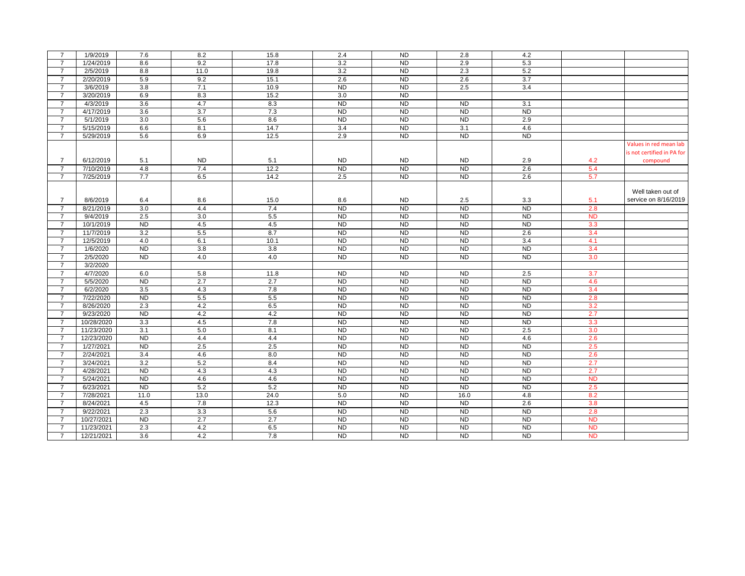| | | | | | | | | | | |
|---|---|---|---|---|---|---|---|---|---|---|
| 7 | 1/9/2019 | 7.6 | 8.2 | 15.8 | 2.4 | ND | 2.8 | 4.2 | | |
| 7 | 1/24/2019 | 8.6 | 9.2 | 17.8 | 3.2 | ND | 2.9 | 5.3 | | |
| 7 | 2/5/2019 | 8.8 | 11.0 | 19.8 | 3.2 | ND | 2.3 | 5.2 | | |
| 7 | 2/20/2019 | 5.9 | 9.2 | 15.1 | 2.6 | ND | 2.6 | 3.7 | | |
| 7 | 3/6/2019 | 3.8 | 7.1 | 10.9 | ND | ND | 2.5 | 3.4 | | |
| 7 | 3/20/2019 | 6.9 | 8.3 | 15.2 | 3.0 | ND | | | | |
| 7 | 4/3/2019 | 3.6 | 4.7 | 8.3 | ND | ND | ND | 3.1 | | |
| 7 | 4/17/2019 | 3.6 | 3.7 | 7.3 | ND | ND | ND | ND | | |
| 7 | 5/1/2019 | 3.0 | 5.6 | 8.6 | ND | ND | ND | 2.9 | | |
| 7 | 5/15/2019 | 6.6 | 8.1 | 14.7 | 3.4 | ND | 3.1 | 4.6 | | |
| 7 | 5/29/2019 | 5.6 | 6.9 | 12.5 | 2.9 | ND | ND | ND | | |
| 7 | 6/12/2019 | 5.1 | ND | 5.1 | ND | ND | ND | 2.9 | 4.2 | Values in red mean lab is not certified in PA for compound |
| 7 | 7/10/2019 | 4.8 | 7.4 | 12.2 | ND | ND | ND | 2.6 | 5.4 | |
| 7 | 7/25/2019 | 7.7 | 6.5 | 14.2 | 2.5 | ND | ND | 2.6 | 5.7 | |
| 7 | 8/6/2019 | 6.4 | 8.6 | 15.0 | 8.6 | ND | 2.5 | 3.3 | 5.1 | Well taken out of service on 8/16/2019 |
| 7 | 8/21/2019 | 3.0 | 4.4 | 7.4 | ND | ND | ND | ND | 2.8 | |
| 7 | 9/4/2019 | 2.5 | 3.0 | 5.5 | ND | ND | ND | ND | ND | |
| 7 | 10/1/2019 | ND | 4.5 | 4.5 | ND | ND | ND | ND | 3.3 | |
| 7 | 11/7/2019 | 3.2 | 5.5 | 8.7 | ND | ND | ND | 2.6 | 3.4 | |
| 7 | 12/5/2019 | 4.0 | 6.1 | 10.1 | ND | ND | ND | 3.4 | 4.1 | |
| 7 | 1/6/2020 | ND | 3.8 | 3.8 | ND | ND | ND | ND | 3.4 | |
| 7 | 2/5/2020 | ND | 4.0 | 4.0 | ND | ND | ND | ND | 3.0 | |
| 7 | 3/2/2020 | | | | | | | | | |
| 7 | 4/7/2020 | 6.0 | 5.8 | 11.8 | ND | ND | ND | 2.5 | 3.7 | |
| 7 | 5/5/2020 | ND | 2.7 | 2.7 | ND | ND | ND | ND | 4.6 | |
| 7 | 6/2/2020 | 3.5 | 4.3 | 7.8 | ND | ND | ND | ND | 3.4 | |
| 7 | 7/22/2020 | ND | 5.5 | 5.5 | ND | ND | ND | ND | 2.8 | |
| 7 | 8/26/2020 | 2.3 | 4.2 | 6.5 | ND | ND | ND | ND | 3.2 | |
| 7 | 9/23/2020 | ND | 4.2 | 4.2 | ND | ND | ND | ND | 2.7 | |
| 7 | 10/28/2020 | 3.3 | 4.5 | 7.8 | ND | ND | ND | ND | 3.3 | |
| 7 | 11/23/2020 | 3.1 | 5.0 | 8.1 | ND | ND | ND | 2.5 | 3.0 | |
| 7 | 12/23/2020 | ND | 4.4 | 4.4 | ND | ND | ND | 4.6 | 2.6 | |
| 7 | 1/27/2021 | ND | 2.5 | 2.5 | ND | ND | ND | ND | 2.5 | |
| 7 | 2/24/2021 | 3.4 | 4.6 | 8.0 | ND | ND | ND | ND | 2.6 | |
| 7 | 3/24/2021 | 3.2 | 5.2 | 8.4 | ND | ND | ND | ND | 2.7 | |
| 7 | 4/28/2021 | ND | 4.3 | 4.3 | ND | ND | ND | ND | 2.7 | |
| 7 | 5/24/2021 | ND | 4.6 | 4.6 | ND | ND | ND | ND | ND | |
| 7 | 6/23/2021 | ND | 5.2 | 5.2 | ND | ND | ND | ND | 2.5 | |
| 7 | 7/28/2021 | 11.0 | 13.0 | 24.0 | 5.0 | ND | 16.0 | 4.8 | 8.2 | |
| 7 | 8/24/2021 | 4.5 | 7.8 | 12.3 | ND | ND | ND | 2.6 | 3.8 | |
| 7 | 9/22/2021 | 2.3 | 3.3 | 5.6 | ND | ND | ND | ND | 2.8 | |
| 7 | 10/27/2021 | ND | 2.7 | 2.7 | ND | ND | ND | ND | ND | |
| 7 | 11/23/2021 | 2.3 | 4.2 | 6.5 | ND | ND | ND | ND | ND | |
| 7 | 12/21/2021 | 3.6 | 4.2 | 7.8 | ND | ND | ND | ND | ND | |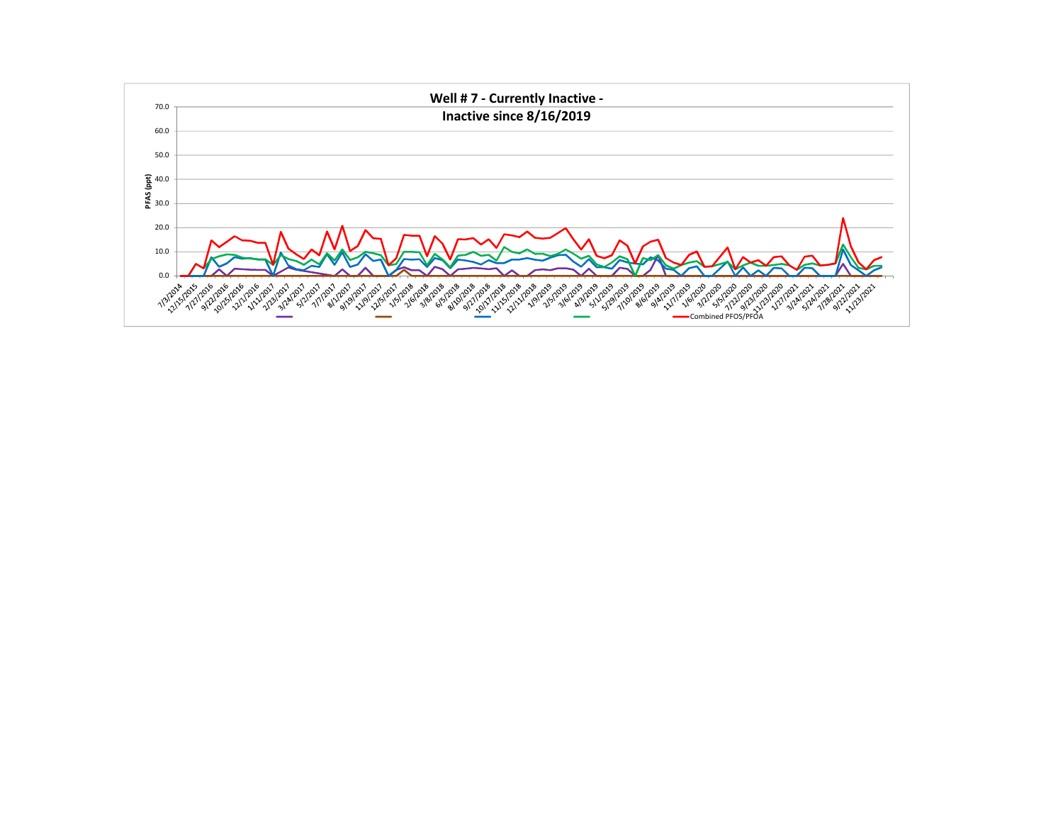Well # 7 - Currently Inactive -
Inactive since 8/16/2019

PFAS (ppt)

70.0
60.0
50.0
40.0
30.0
20.0
10.0
0.0

7/3/2014
12/15/2015
7/27/2016
9/22/2016
10/25/2016
12/1/2016
1/11/2017
2/23/2017
3/24/2017
5/2/2017
7/7/2017
8/1/2017
9/19/2017
11/9/2017
12/5/2017
1/5/2018
2/6/2018
3/8/2018
6/5/2018
8/10/2018
9/27/2018
10/17/2018
11/15/2018
12/11/2018
1/9/2019
2/5/2019
3/6/2019
4/3/2019
5/1/2019
5/29/2019
7/10/2019
8/6/2019
9/4/2019
11/7/2019
1/6/2020
3/2/2020
5/5/2020
7/22/2020
9/23/2020
11/23/2020
1/27/2021
3/24/2021
5/24/2021
7/28/2021
9/22/2021
11/23/2021

Combined PFOS/PFOA